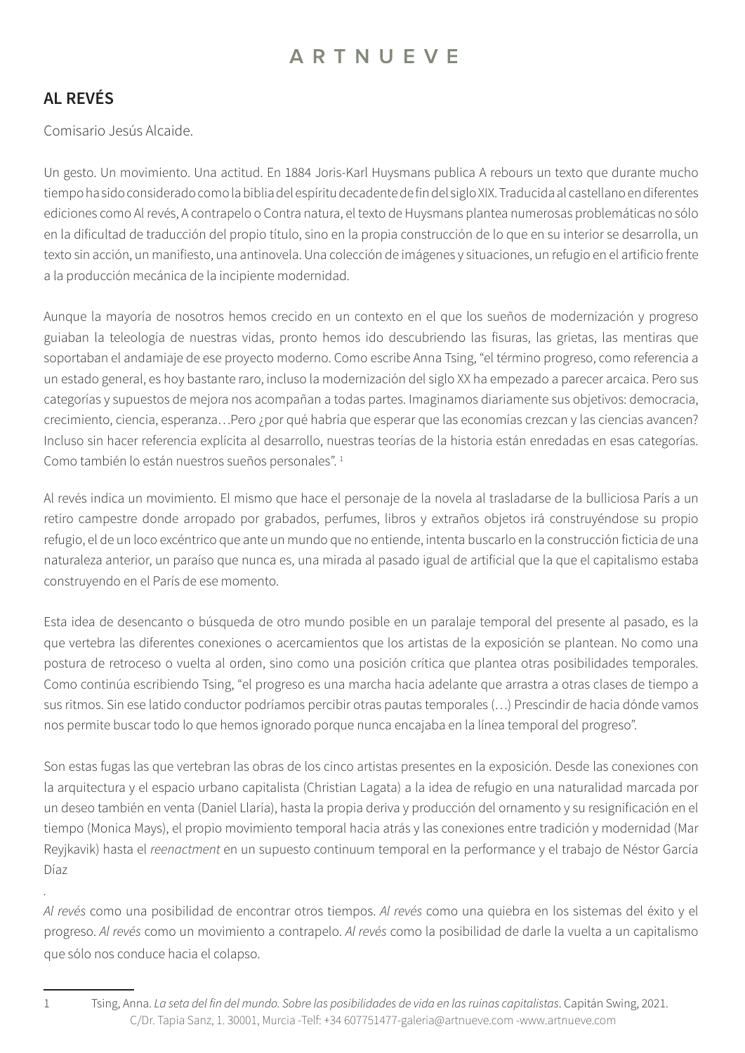# ARTNUEVE

## AL REVÉS

Comisario Jesús Alcaide.

Un gesto. Un movimiento. Una actitud. En 1884 Joris-Karl Huysmans publica A rebours un texto que durante mucho tiempo ha sido considerado como la biblia del espíritu decadente de fin del siglo XIX. Traducida al castellano en diferentes ediciones como Al revés, A contrapelo o Contra natura, el texto de Huysmans plantea numerosas problemáticas no sólo en la dificultad de traducción del propio título, sino en la propia construcción de lo que en su interior se desarrolla, un texto sin acción, un manifiesto, una antinovela. Una colección de imágenes y situaciones, un refugio en el artificio frente a la producción mecánica de la incipiente modernidad.

Aunque la mayoría de nosotros hemos crecido en un contexto en el que los sueños de modernización y progreso guiaban la teleología de nuestras vidas, pronto hemos ido descubriendo las fisuras, las grietas, las mentiras que soportaban el andamiaje de ese proyecto moderno. Como escribe Anna Tsing, "el término progreso, como referencia a un estado general, es hoy bastante raro, incluso la modernización del siglo XX ha empezado a parecer arcaica. Pero sus categorías y supuestos de mejora nos acompañan a todas partes. Imaginamos diariamente sus objetivos: democracia, crecimiento, ciencia, esperanza…Pero ¿por qué habría que esperar que las economías crezcan y las ciencias avancen? Incluso sin hacer referencia explícita al desarrollo, nuestras teorías de la historia están enredadas en esas categorías. Como también lo están nuestros sueños personales". [1]

Al revés indica un movimiento. El mismo que hace el personaje de la novela al trasladarse de la bulliciosa París a un retiro campestre donde arropado por grabados, perfumes, libros y extraños objetos irá construyéndose su propio refugio, el de un loco excéntrico que ante un mundo que no entiende, intenta buscarlo en la construcción ficticia de una naturaleza anterior, un paraíso que nunca es, una mirada al pasado igual de artificial que la que el capitalismo estaba construyendo en el París de ese momento.

Esta idea de desencanto o búsqueda de otro mundo posible en un paralaje temporal del presente al pasado, es la que vertebra las diferentes conexiones o acercamientos que los artistas de la exposición se plantean. No como una postura de retroceso o vuelta al orden, sino como una posición crítica que plantea otras posibilidades temporales. Como continúa escribiendo Tsing, "el progreso es una marcha hacia adelante que arrastra a otras clases de tiempo a sus ritmos. Sin ese latido conductor podríamos percibir otras pautas temporales (…) Prescindir de hacia dónde vamos nos permite buscar todo lo que hemos ignorado porque nunca encajaba en la línea temporal del progreso".

Son estas fugas las que vertebran las obras de los cinco artistas presentes en la exposición. Desde las conexiones con la arquitectura y el espacio urbano capitalista (Christian Lagata) a la idea de refugio en una naturalidad marcada por un deseo también en venta (Daniel Llaría), hasta la propia deriva y producción del ornamento y su resignificación en el tiempo (Monica Mays), el propio movimiento temporal hacia atrás y las conexiones entre tradición y modernidad (Mar Reyjkavik) hasta el *reenactment* en un supuesto continuum temporal en la performance y el trabajo de Néstor García Díaz

.

*Al revés* como una posibilidad de encontrar otros tiempos. *Al revés* como una quiebra en los sistemas del éxito y el progreso. *Al revés* como un movimiento a contrapelo. *Al revés* como la posibilidad de darle la vuelta a un capitalismo que sólo nos conduce hacia el colapso.

---

1 Tsing, Anna. *La seta del fin del mundo. Sobre las posibilidades de vida en las ruinas capitalistas*. Capitán Swing, 2021.

C/Dr. Tapia Sanz, 1. 30001, Murcia -Telf: +34 607751477-galeria@artnueve.com -www.artnueve.com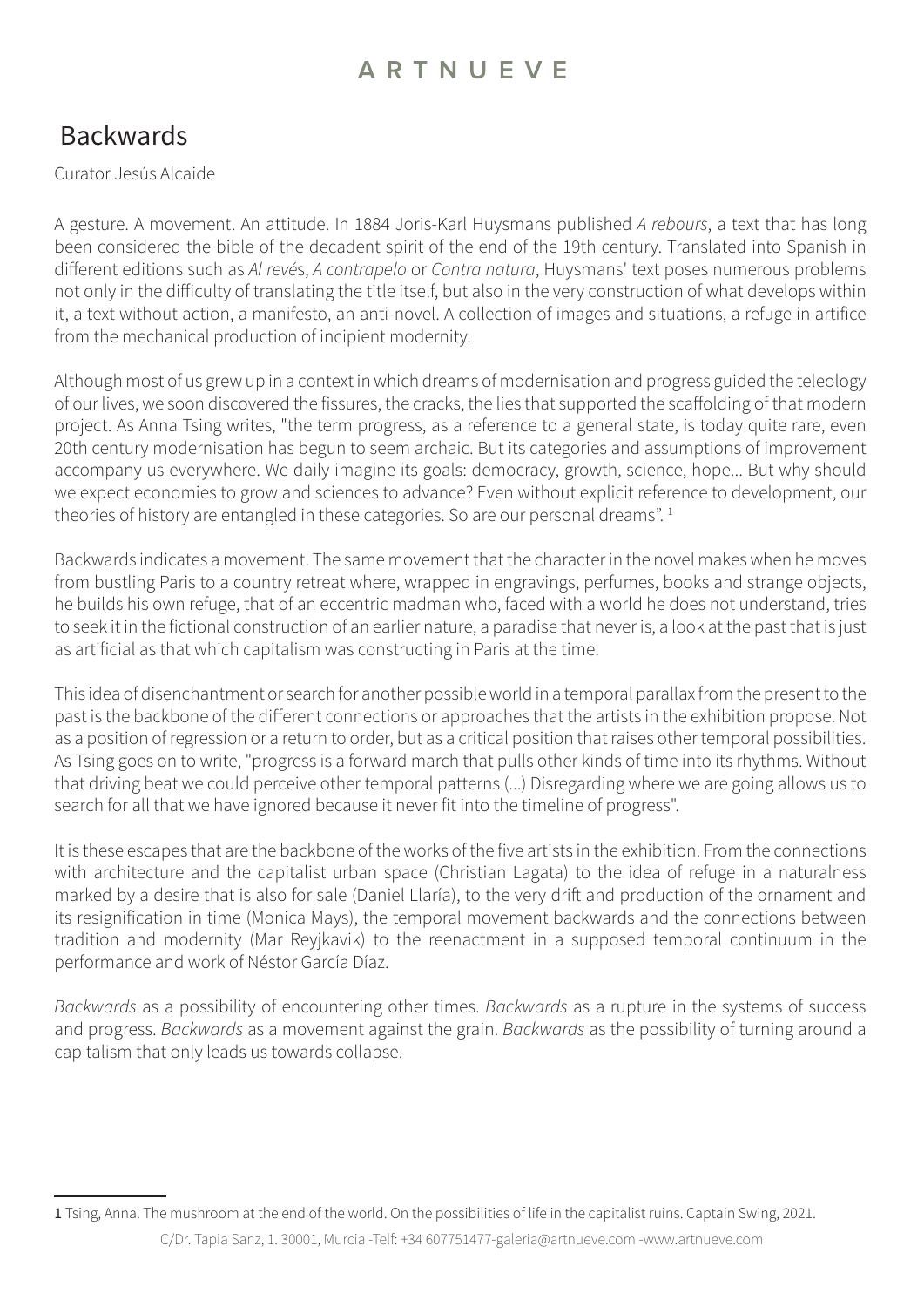# Backwards

Curator Jesús Alcaide

A gesture. A movement. An attitude. In 1884 Joris-Karl Huysmans published *A rebours*, a text that has long been considered the bible of the decadent spirit of the end of the 19th century. Translated into Spanish in different editions such as *Al revés*, *A contrapelo* or *Contra natura*, Huysmans' text poses numerous problems not only in the difficulty of translating the title itself, but also in the very construction of what develops within it, a text without action, a manifesto, an anti-novel. A collection of images and situations, a refuge in artifice from the mechanical production of incipient modernity.

Although most of us grew up in a context in which dreams of modernisation and progress guided the teleology of our lives, we soon discovered the fissures, the cracks, the lies that supported the scaffolding of that modern project. As Anna Tsing writes, "the term progress, as a reference to a general state, is today quite rare, even 20th century modernisation has begun to seem archaic. But its categories and assumptions of improvement accompany us everywhere. We daily imagine its goals: democracy, growth, science, hope... But why should we expect economies to grow and sciences to advance? Even without explicit reference to development, our theories of history are entangled in these categories. So are our personal dreams". [1]

Backwards indicates a movement. The same movement that the character in the novel makes when he moves from bustling Paris to a country retreat where, wrapped in engravings, perfumes, books and strange objects, he builds his own refuge, that of an eccentric madman who, faced with a world he does not understand, tries to seek it in the fictional construction of an earlier nature, a paradise that never is, a look at the past that is just as artificial as that which capitalism was constructing in Paris at the time.

This idea of disenchantment or search for another possible world in a temporal parallax from the present to the past is the backbone of the different connections or approaches that the artists in the exhibition propose. Not as a position of regression or a return to order, but as a critical position that raises other temporal possibilities. As Tsing goes on to write, "progress is a forward march that pulls other kinds of time into its rhythms. Without that driving beat we could perceive other temporal patterns (...) Disregarding where we are going allows us to search for all that we have ignored because it never fit into the timeline of progress".

It is these escapes that are the backbone of the works of the five artists in the exhibition. From the connections with architecture and the capitalist urban space (Christian Lagata) to the idea of refuge in a naturalness marked by a desire that is also for sale (Daniel Llaría), to the very drift and production of the ornament and its resignification in time (Monica Mays), the temporal movement backwards and the connections between tradition and modernity (Mar Reyjkavik) to the reenactment in a supposed temporal continuum in the performance and work of Néstor García Díaz.

*Backwards* as a possibility of encountering other times. *Backwards* as a rupture in the systems of success and progress. *Backwards* as a movement against the grain. *Backwards* as the possibility of turning around a capitalism that only leads us towards collapse.

---

1 Tsing, Anna. The mushroom at the end of the world. On the possibilities of life in the capitalist ruins. Captain Swing, 2021.